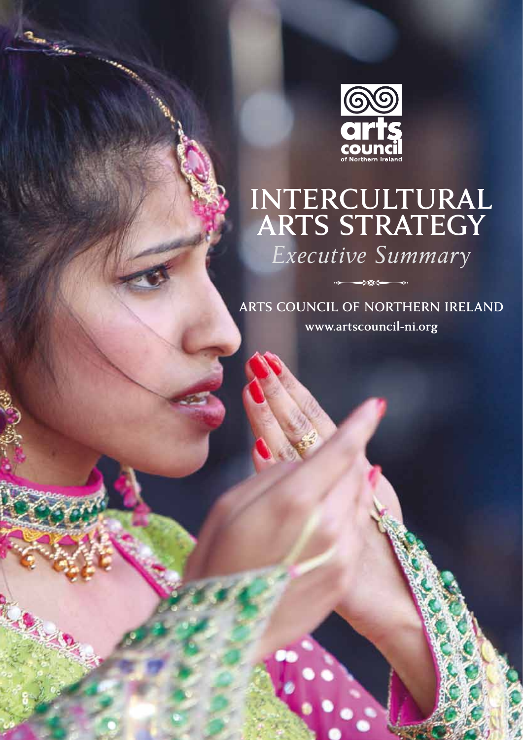arts council of Northern Ireland

# INTERCULTURAL ARTS STRATEGY

*Executive Summary*

ARTS COUNCIL OF NORTHERN IRELAND

www.artscouncil-ni.org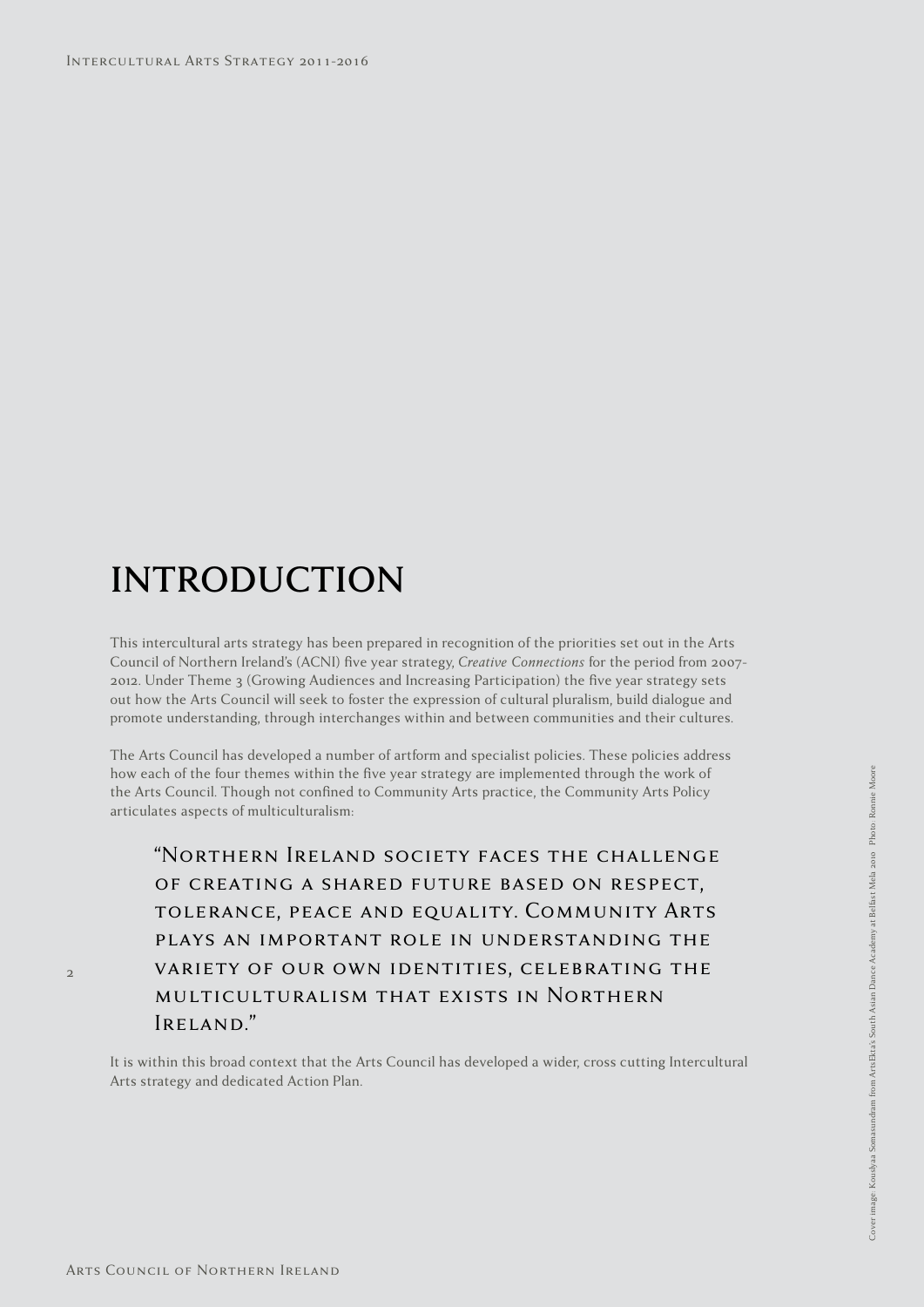# INTRODUCTION

This intercultural arts strategy has been prepared in recognition of the priorities set out in the Arts Council of Northern Ireland's (ACNI) five year strategy, *Creative Connections* for the period from 2007-2012. Under Theme 3 (Growing Audiences and Increasing Participation) the five year strategy sets out how the Arts Council will seek to foster the expression of cultural pluralism, build dialogue and promote understanding, through interchanges within and between communities and their cultures.

The Arts Council has developed a number of artform and specialist policies. These policies address how each of the four themes within the five year strategy are implemented through the work of the Arts Council. Though not confined to Community Arts practice, the Community Arts Policy articulates aspects of multiculturalism:

> "Northern Ireland society faces the challenge of creating a shared future based on respect, tolerance, peace and equality. Community Arts plays an important role in understanding the variety of our own identities, celebrating the multiculturalism that exists in Northern Ireland."

It is within this broad context that the Arts Council has developed a wider, cross cutting Intercultural Arts strategy and dedicated Action Plan.

Cover image: Kouslyaa Somasundram from ArtsEkta's South Asian Dance Academy at Belfast Mela 2010. Photo: Ronnie Moore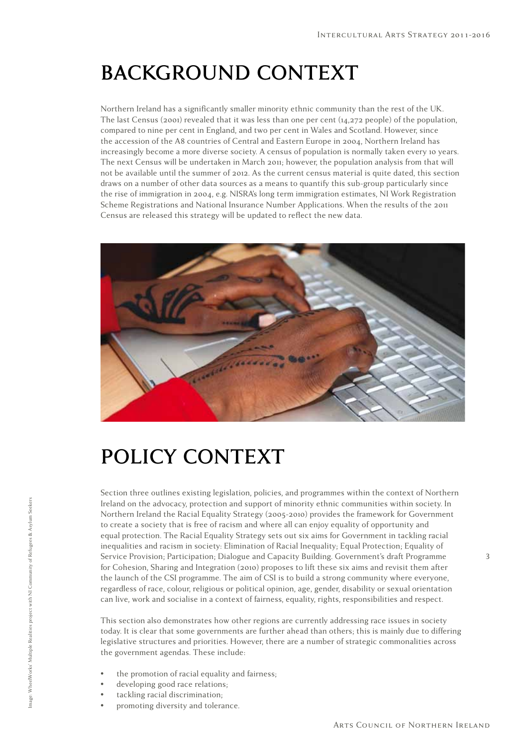# BACKGROUND CONTEXT

Northern Ireland has a significantly smaller minority ethnic community than the rest of the UK. The last Census (2001) revealed that it was less than one per cent (14,272 people) of the population, compared to nine per cent in England, and two per cent in Wales and Scotland. However, since the accession of the A8 countries of Central and Eastern Europe in 2004, Northern Ireland has increasingly become a more diverse society. A census of population is normally taken every 10 years. The next Census will be undertaken in March 2011; however, the population analysis from that will not be available until the summer of 2012. As the current census material is quite dated, this section draws on a number of other data sources as a means to quantify this sub-group particularly since the rise of immigration in 2004, e.g. NISRA's long term immigration estimates, NI Work Registration Scheme Registrations and National Insurance Number Applications. When the results of the 2011 Census are released this strategy will be updated to reflect the new data.

Image: WheelWorks' Multiple Realities project with NI Community of Refugees & Asylum Seekers

# POLICY CONTEXT

Section three outlines existing legislation, policies, and programmes within the context of Northern Ireland on the advocacy, protection and support of minority ethnic communities within society. In Northern Ireland the Racial Equality Strategy (2005-2010) provides the framework for Government to create a society that is free of racism and where all can enjoy equality of opportunity and equal protection. The Racial Equality Strategy sets out six aims for Government in tackling racial inequalities and racism in society: Elimination of Racial Inequality; Equal Protection; Equality of Service Provision; Participation; Dialogue and Capacity Building. Government's draft Programme for Cohesion, Sharing and Integration (2010) proposes to lift these six aims and revisit them after the launch of the CSI programme. The aim of CSI is to build a strong community where everyone, regardless of race, colour, religious or political opinion, age, gender, disability or sexual orientation can live, work and socialise in a context of fairness, equality, rights, responsibilities and respect.

This section also demonstrates how other regions are currently addressing race issues in society today. It is clear that some governments are further ahead than others; this is mainly due to differing legislative structures and priorities. However, there are a number of strategic commonalities across the government agendas. These include:

- the promotion of racial equality and fairness;
- developing good race relations;
- tackling racial discrimination;
- promoting diversity and tolerance.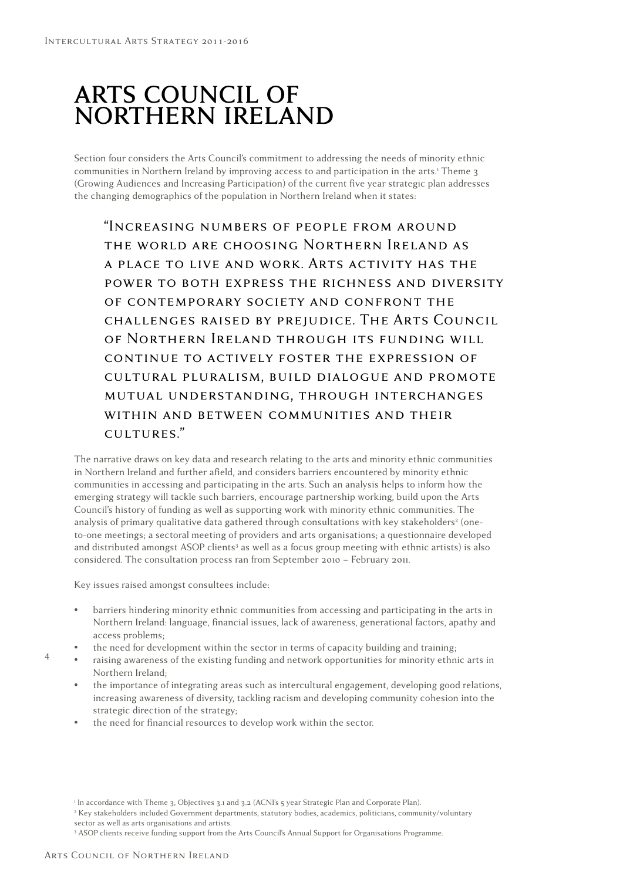# ARTS COUNCIL OF NORTHERN IRELAND

Section four considers the Arts Council's commitment to addressing the needs of minority ethnic communities in Northern Ireland by improving access to and participation in the arts.[1] Theme 3 (Growing Audiences and Increasing Participation) of the current five year strategic plan addresses the changing demographics of the population in Northern Ireland when it states:

> "Increasing numbers of people from around the world are choosing Northern Ireland as a place to live and work. Arts activity has the power to both express the richness and diversity of contemporary society and confront the challenges raised by prejudice. The Arts Council of Northern Ireland through its funding will continue to actively foster the expression of cultural pluralism, build dialogue and promote mutual understanding, through interchanges within and between communities and their cultures."

The narrative draws on key data and research relating to the arts and minority ethnic communities in Northern Ireland and further afield, and considers barriers encountered by minority ethnic communities in accessing and participating in the arts. Such an analysis helps to inform how the emerging strategy will tackle such barriers, encourage partnership working, build upon the Arts Council's history of funding as well as supporting work with minority ethnic communities. The analysis of primary qualitative data gathered through consultations with key stakeholders[2] (one-to-one meetings; a sectoral meeting of providers and arts organisations; a questionnaire developed and distributed amongst ASOP clients[3] as well as a focus group meeting with ethnic artists) is also considered. The consultation process ran from September 2010 – February 2011.

Key issues raised amongst consultees include:

- barriers hindering minority ethnic communities from accessing and participating in the arts in Northern Ireland: language, financial issues, lack of awareness, generational factors, apathy and access problems;
- the need for development within the sector in terms of capacity building and training;
- raising awareness of the existing funding and network opportunities for minority ethnic arts in Northern Ireland;
- the importance of integrating areas such as intercultural engagement, developing good relations, increasing awareness of diversity, tackling racism and developing community cohesion into the strategic direction of the strategy;
- the need for financial resources to develop work within the sector.

[1] In accordance with Theme 3, Objectives 3.1 and 3.2 (ACNI's 5 year Strategic Plan and Corporate Plan).
[2] Key stakeholders included Government departments, statutory bodies, academics, politicians, community/voluntary sector as well as arts organisations and artists.
[3] ASOP clients receive funding support from the Arts Council's Annual Support for Organisations Programme.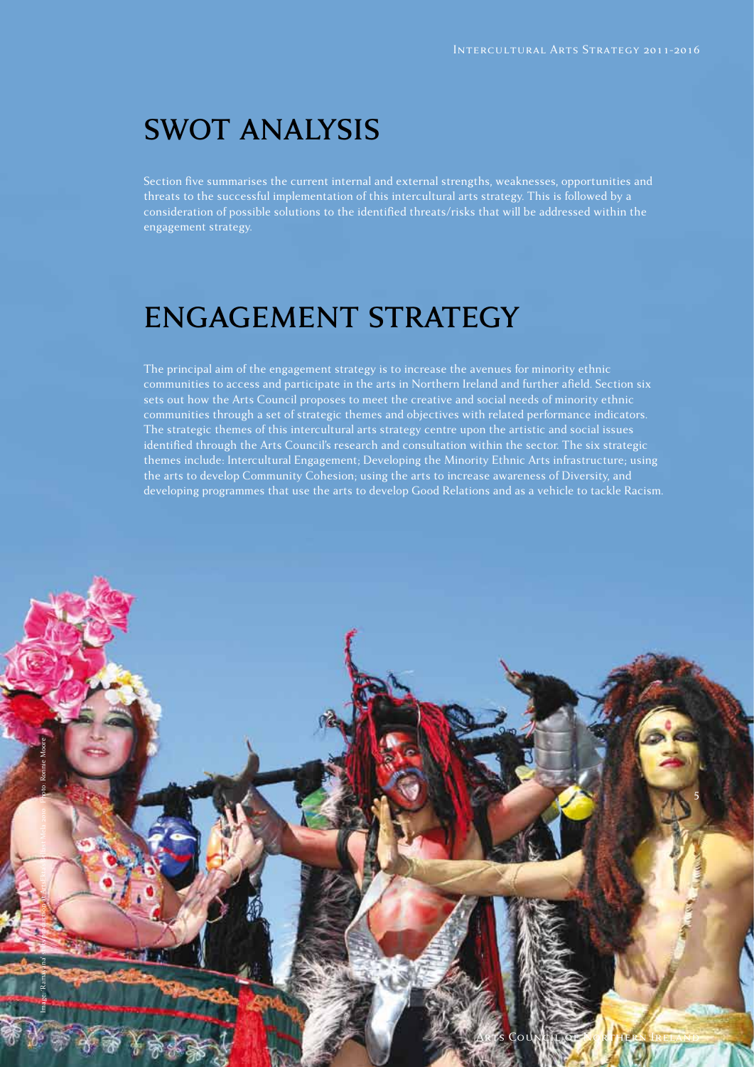## SWOT ANALYSIS

Section five summarises the current internal and external strengths, weaknesses, opportunities and threats to the successful implementation of this intercultural arts strategy. This is followed by a consideration of possible solutions to the identified threats/risks that will be addressed within the engagement strategy.

## ENGAGEMENT STRATEGY

The principal aim of the engagement strategy is to increase the avenues for minority ethnic communities to access and participate in the arts in Northern Ireland and further afield. Section six sets out how the Arts Council proposes to meet the creative and social needs of minority ethnic communities through a set of strategic themes and objectives with related performance indicators. The strategic themes of this intercultural arts strategy centre upon the artistic and social issues identified through the Arts Council's research and consultation within the sector. The six strategic themes include: Intercultural Engagement; Developing the Minority Ethnic Arts infrastructure; using the arts to develop Community Cohesion; using the arts to increase awareness of Diversity, and developing programmes that use the arts to develop Good Relations and as a vehicle to tackle Racism.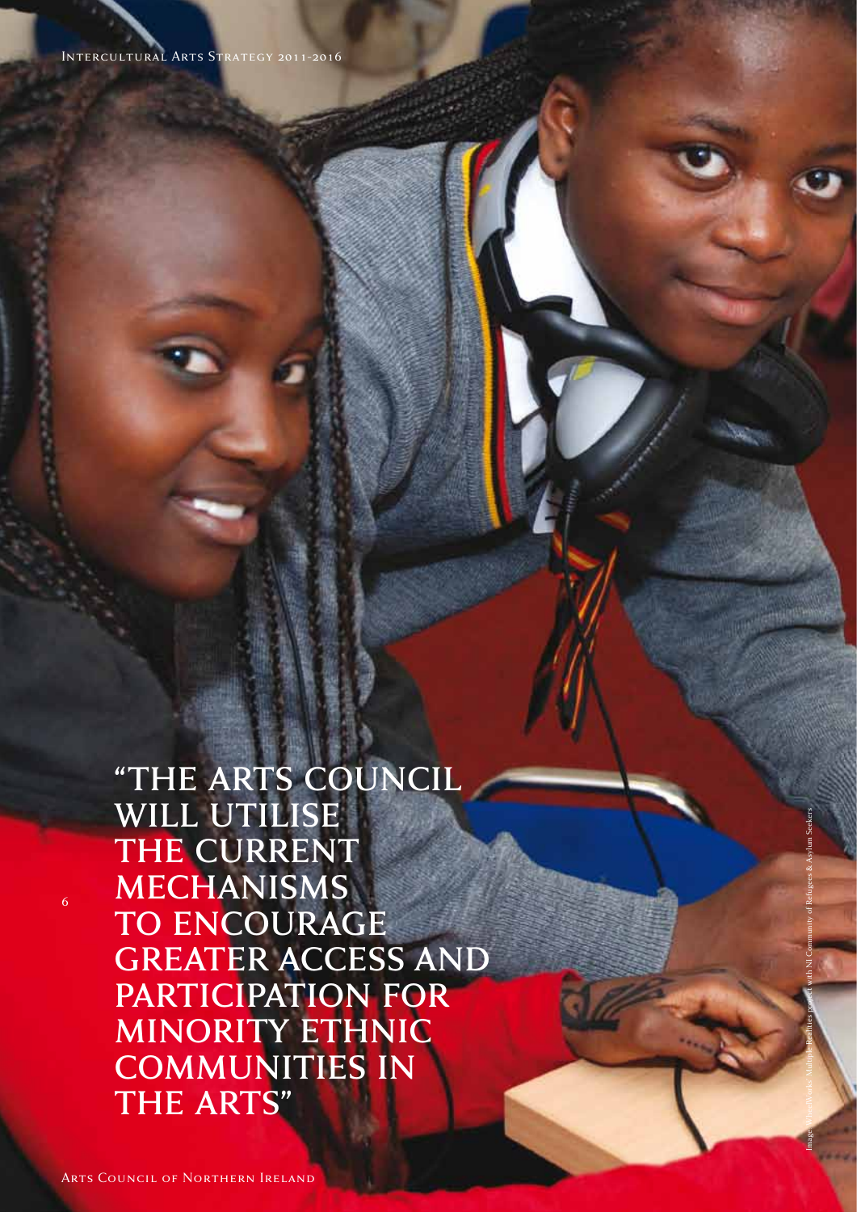"THE ARTS COUNCIL WILL UTILISE THE CURRENT MECHANISMS TO ENCOURAGE GREATER ACCESS AND PARTICIPATION FOR MINORITY ETHNIC COMMUNITIES IN THE ARTS"

Image: TheatreWorks' Multiple Realities project with NI Community of Refugees & Asylum Seekers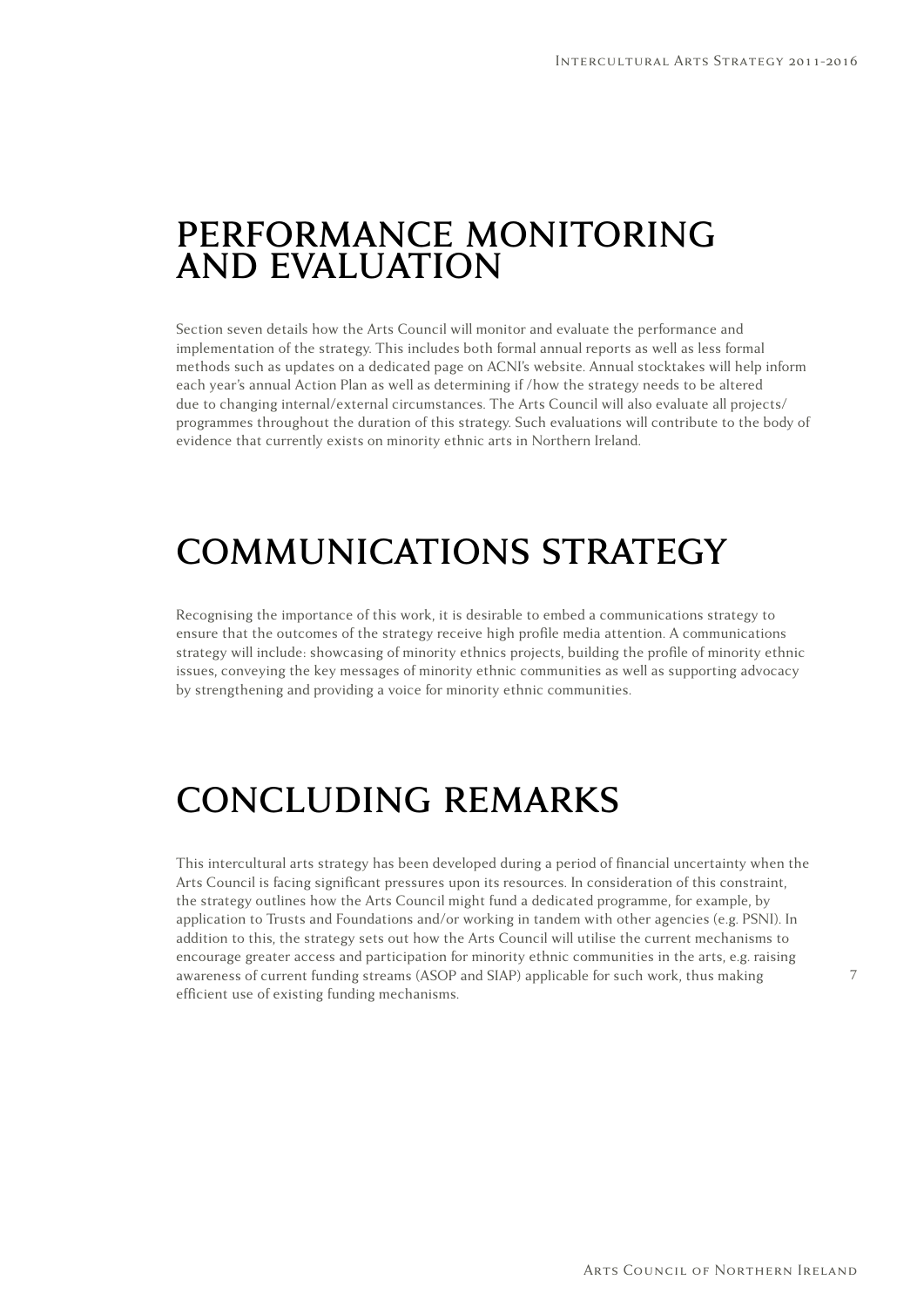# PERFORMANCE MONITORING AND EVALUATION

Section seven details how the Arts Council will monitor and evaluate the performance and implementation of the strategy. This includes both formal annual reports as well as less formal methods such as updates on a dedicated page on ACNI's website. Annual stocktakes will help inform each year's annual Action Plan as well as determining if /how the strategy needs to be altered due to changing internal/external circumstances. The Arts Council will also evaluate all projects/ programmes throughout the duration of this strategy. Such evaluations will contribute to the body of evidence that currently exists on minority ethnic arts in Northern Ireland.

# COMMUNICATIONS STRATEGY

Recognising the importance of this work, it is desirable to embed a communications strategy to ensure that the outcomes of the strategy receive high profile media attention. A communications strategy will include: showcasing of minority ethnics projects, building the profile of minority ethnic issues, conveying the key messages of minority ethnic communities as well as supporting advocacy by strengthening and providing a voice for minority ethnic communities.

# CONCLUDING REMARKS

This intercultural arts strategy has been developed during a period of financial uncertainty when the Arts Council is facing significant pressures upon its resources. In consideration of this constraint, the strategy outlines how the Arts Council might fund a dedicated programme, for example, by application to Trusts and Foundations and/or working in tandem with other agencies (e.g. PSNI). In addition to this, the strategy sets out how the Arts Council will utilise the current mechanisms to encourage greater access and participation for minority ethnic communities in the arts, e.g. raising awareness of current funding streams (ASOP and SIAP) applicable for such work, thus making efficient use of existing funding mechanisms.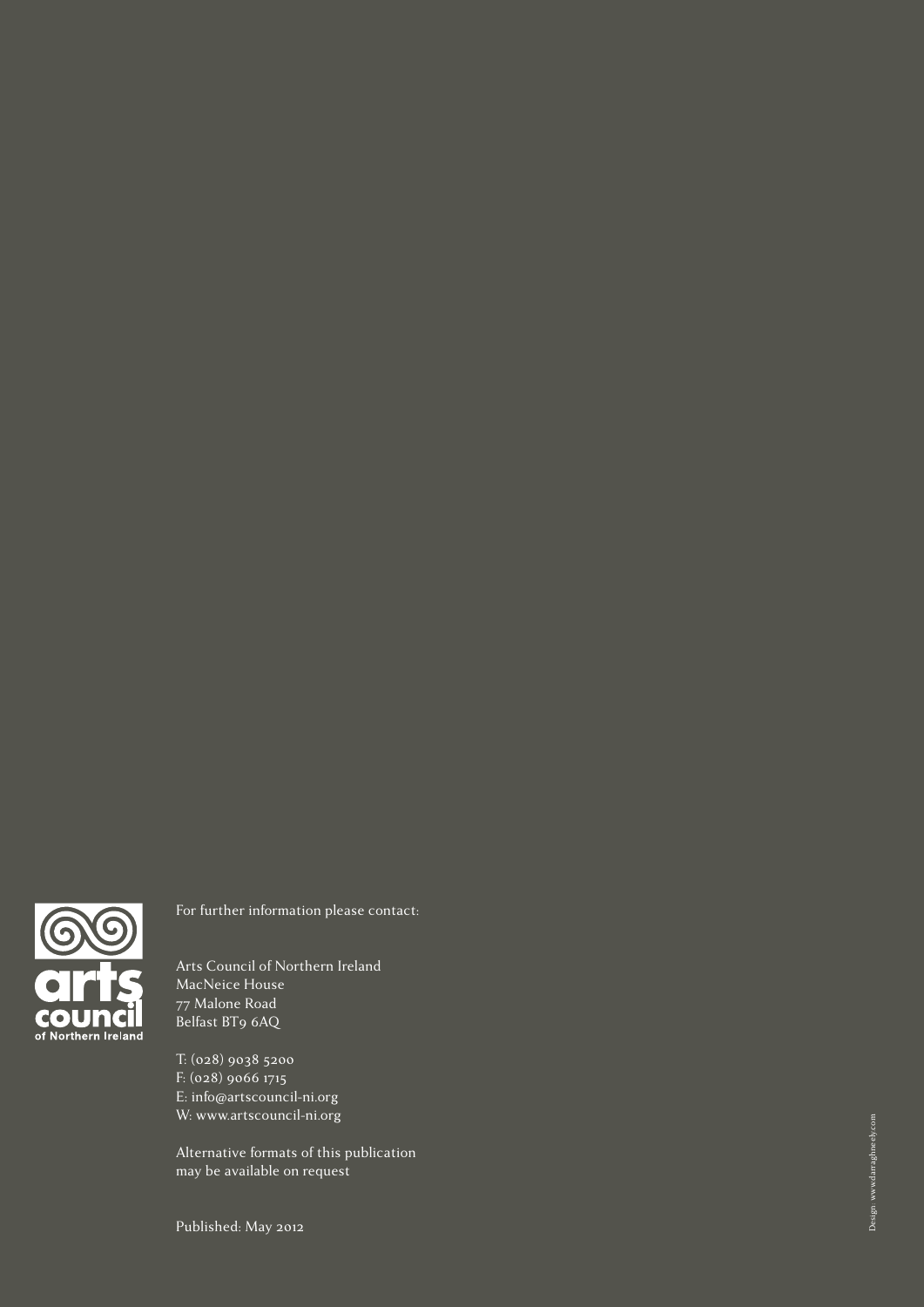For further information please contact:

Arts Council of Northern Ireland
MacNeice House
77 Malone Road
Belfast BT9 6AQ

T: (028) 9038 5200
F: (028) 9066 1715
E: info@artscouncil-ni.org
W: www.artscouncil-ni.org

Alternative formats of this publication may be available on request

Published: May 2012

Design: www.darraghneely.com